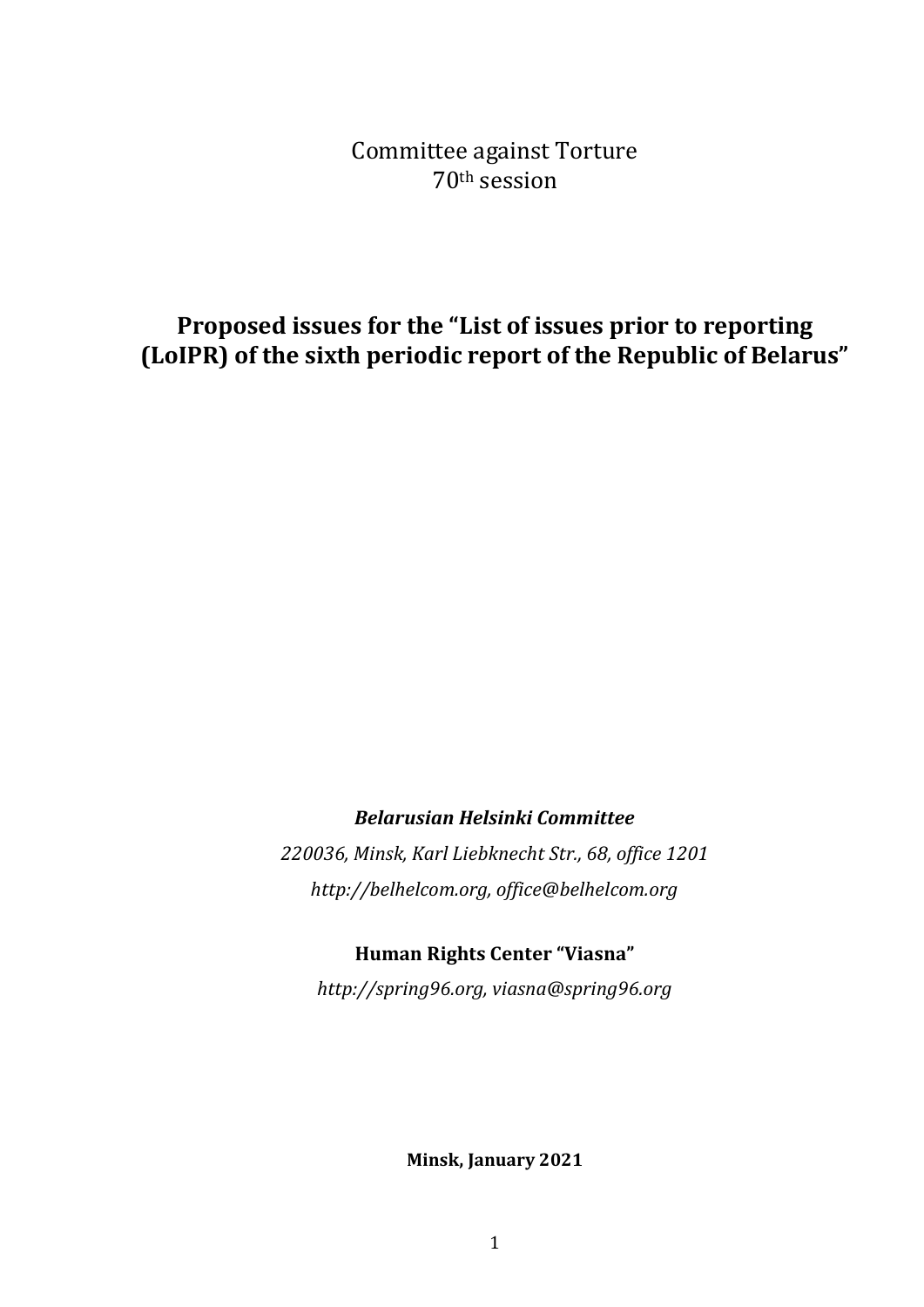Committee against Torture
70th session

# Proposed issues for the "List of issues prior to reporting (LoIPR) of the sixth periodic report of the Republic of Belarus"

***Belarusian Helsinki Committee***

*220036, Minsk, Karl Liebknecht Str., 68, office 1201*

*http://belhelcom.org, office@belhelcom.org*

**Human Rights Center "Viasna"**

*http://spring96.org, viasna@spring96.org*

**Minsk, January 2021**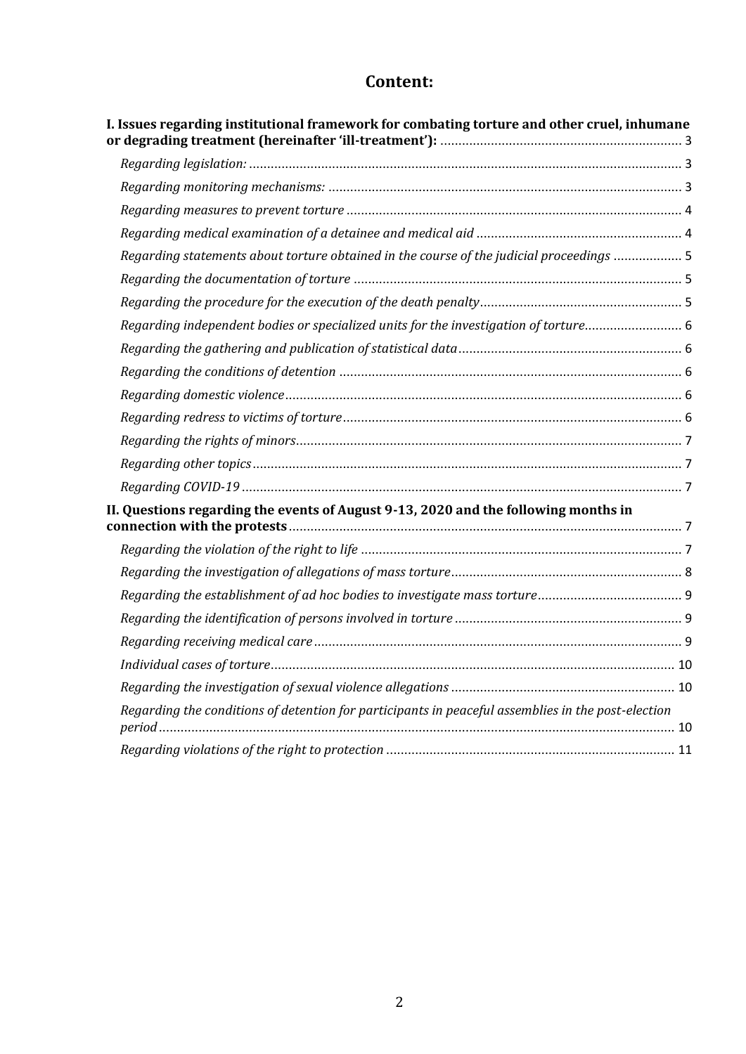## Content:

**I. Issues regarding institutional framework for combating torture and other cruel, inhumane or degrading treatment (hereinafter 'ill-treatment'):** .......... 3

*Regarding legislation:* .......... 3

*Regarding monitoring mechanisms:* .......... 3

*Regarding measures to prevent torture* .......... 4

*Regarding medical examination of a detainee and medical aid* .......... 4

*Regarding statements about torture obtained in the course of the judicial proceedings* .......... 5

*Regarding the documentation of torture* .......... 5

*Regarding the procedure for the execution of the death penalty* .......... 5

*Regarding independent bodies or specialized units for the investigation of torture* .......... 6

*Regarding the gathering and publication of statistical data* .......... 6

*Regarding the conditions of detention* .......... 6

*Regarding domestic violence* .......... 6

*Regarding redress to victims of torture* .......... 6

*Regarding the rights of minors* .......... 7

*Regarding other topics* .......... 7

*Regarding COVID-19* .......... 7

**II. Questions regarding the events of August 9-13, 2020 and the following months in connection with the protests** .......... 7

*Regarding the violation of the right to life* .......... 7

*Regarding the investigation of allegations of mass torture* .......... 8

*Regarding the establishment of ad hoc bodies to investigate mass torture* .......... 9

*Regarding the identification of persons involved in torture* .......... 9

*Regarding receiving medical care* .......... 9

*Individual cases of torture* .......... 10

*Regarding the investigation of sexual violence allegations* .......... 10

*Regarding the conditions of detention for participants in peaceful assemblies in the post-election period* .......... 10

*Regarding violations of the right to protection* .......... 11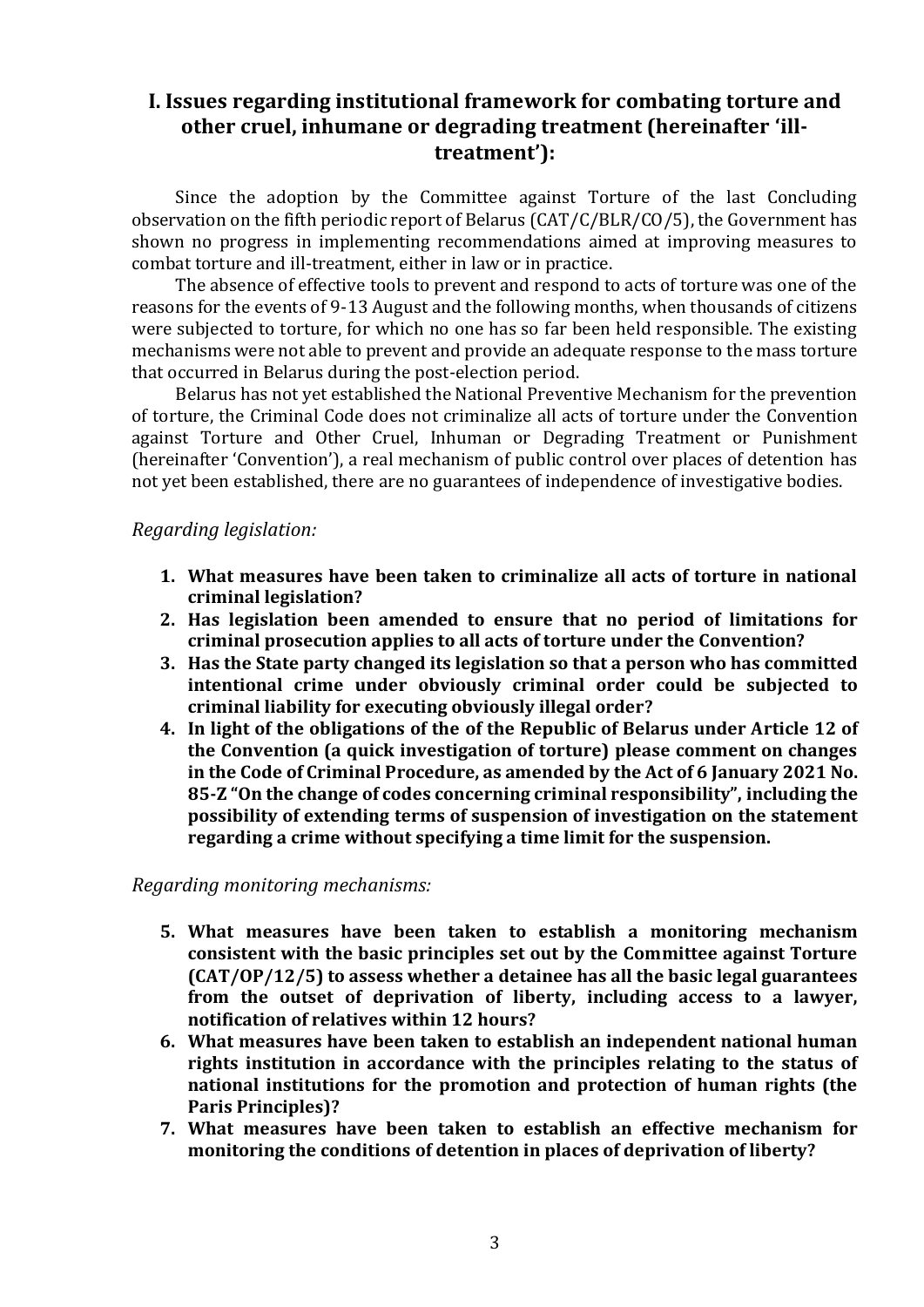## I. Issues regarding institutional framework for combating torture and other cruel, inhumane or degrading treatment (hereinafter 'ill-treatment'):

Since the adoption by the Committee against Torture of the last Concluding observation on the fifth periodic report of Belarus (CAT/C/BLR/CO/5), the Government has shown no progress in implementing recommendations aimed at improving measures to combat torture and ill-treatment, either in law or in practice.

The absence of effective tools to prevent and respond to acts of torture was one of the reasons for the events of 9-13 August and the following months, when thousands of citizens were subjected to torture, for which no one has so far been held responsible. The existing mechanisms were not able to prevent and provide an adequate response to the mass torture that occurred in Belarus during the post-election period.

Belarus has not yet established the National Preventive Mechanism for the prevention of torture, the Criminal Code does not criminalize all acts of torture under the Convention against Torture and Other Cruel, Inhuman or Degrading Treatment or Punishment (hereinafter 'Convention'), a real mechanism of public control over places of detention has not yet been established, there are no guarantees of independence of investigative bodies.

*Regarding legislation:*

1. **What measures have been taken to criminalize all acts of torture in national criminal legislation?**
2. **Has legislation been amended to ensure that no period of limitations for criminal prosecution applies to all acts of torture under the Convention?**
3. **Has the State party changed its legislation so that a person who has committed intentional crime under obviously criminal order could be subjected to criminal liability for executing obviously illegal order?**
4. **In light of the obligations of the of the Republic of Belarus under Article 12 of the Convention (a quick investigation of torture) please comment on changes in the Code of Criminal Procedure, as amended by the Act of 6 January 2021 No. 85-Z "On the change of codes concerning criminal responsibility", including the possibility of extending terms of suspension of investigation on the statement regarding a crime without specifying a time limit for the suspension.**

*Regarding monitoring mechanisms:*

5. **What measures have been taken to establish a monitoring mechanism consistent with the basic principles set out by the Committee against Torture (CAT/OP/12/5) to assess whether a detainee has all the basic legal guarantees from the outset of deprivation of liberty, including access to a lawyer, notification of relatives within 12 hours?**
6. **What measures have been taken to establish an independent national human rights institution in accordance with the principles relating to the status of national institutions for the promotion and protection of human rights (the Paris Principles)?**
7. **What measures have been taken to establish an effective mechanism for monitoring the conditions of detention in places of deprivation of liberty?**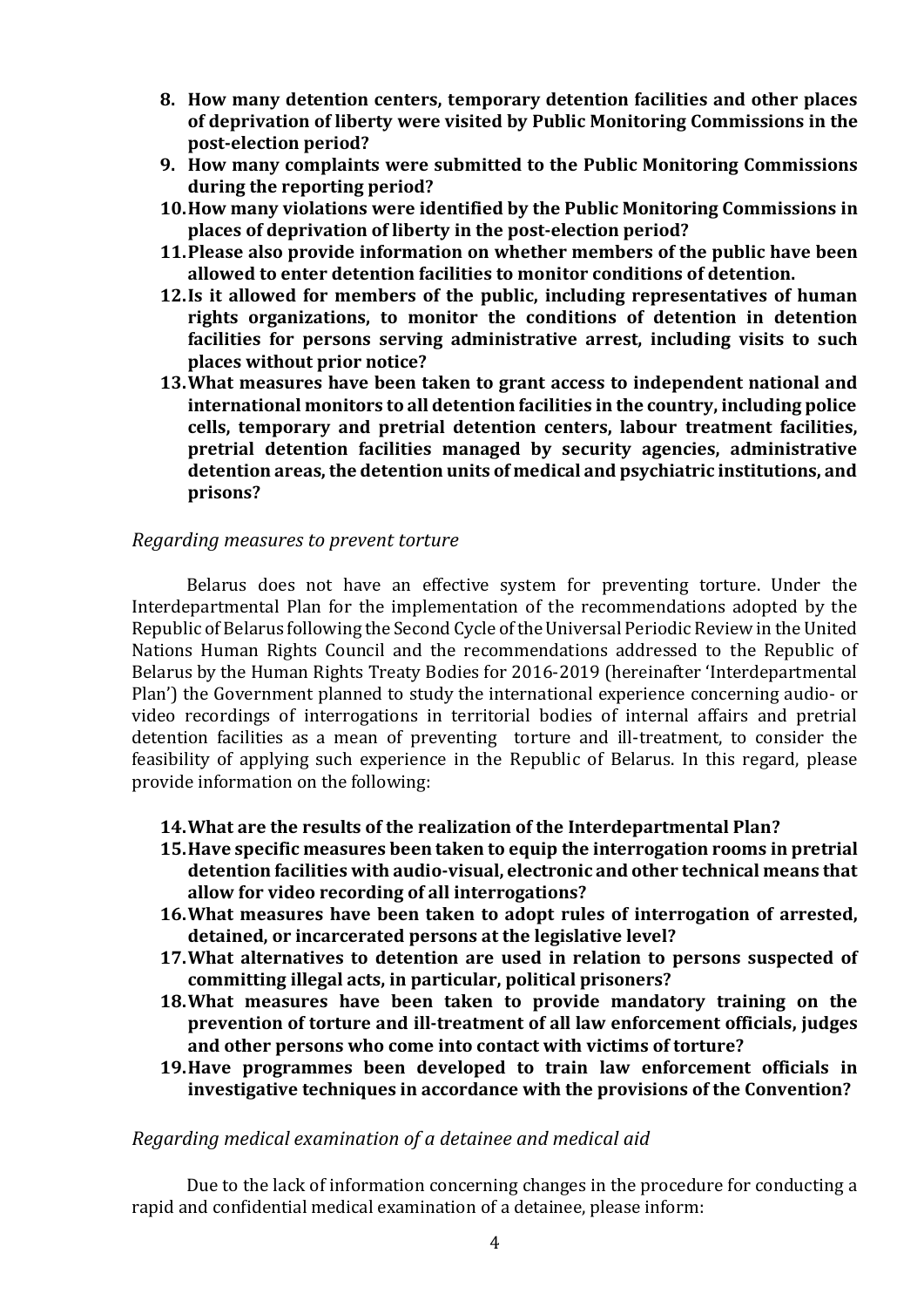8. **How many detention centers, temporary detention facilities and other places of deprivation of liberty were visited by Public Monitoring Commissions in the post-election period?**
9. **How many complaints were submitted to the Public Monitoring Commissions during the reporting period?**
10. **How many violations were identified by the Public Monitoring Commissions in places of deprivation of liberty in the post-election period?**
11. **Please also provide information on whether members of the public have been allowed to enter detention facilities to monitor conditions of detention.**
12. **Is it allowed for members of the public, including representatives of human rights organizations, to monitor the conditions of detention in detention facilities for persons serving administrative arrest, including visits to such places without prior notice?**
13. **What measures have been taken to grant access to independent national and international monitors to all detention facilities in the country, including police cells, temporary and pretrial detention centers, labour treatment facilities, pretrial detention facilities managed by security agencies, administrative detention areas, the detention units of medical and psychiatric institutions, and prisons?**

*Regarding measures to prevent torture*

Belarus does not have an effective system for preventing torture. Under the Interdepartmental Plan for the implementation of the recommendations adopted by the Republic of Belarus following the Second Cycle of the Universal Periodic Review in the United Nations Human Rights Council and the recommendations addressed to the Republic of Belarus by the Human Rights Treaty Bodies for 2016-2019 (hereinafter 'Interdepartmental Plan') the Government planned to study the international experience concerning audio- or video recordings of interrogations in territorial bodies of internal affairs and pretrial detention facilities as a mean of preventing torture and ill-treatment, to consider the feasibility of applying such experience in the Republic of Belarus. In this regard, please provide information on the following:

14. **What are the results of the realization of the Interdepartmental Plan?**
15. **Have specific measures been taken to equip the interrogation rooms in pretrial detention facilities with audio-visual, electronic and other technical means that allow for video recording of all interrogations?**
16. **What measures have been taken to adopt rules of interrogation of arrested, detained, or incarcerated persons at the legislative level?**
17. **What alternatives to detention are used in relation to persons suspected of committing illegal acts, in particular, political prisoners?**
18. **What measures have been taken to provide mandatory training on the prevention of torture and ill-treatment of all law enforcement officials, judges and other persons who come into contact with victims of torture?**
19. **Have programmes been developed to train law enforcement officials in investigative techniques in accordance with the provisions of the Convention?**

*Regarding medical examination of a detainee and medical aid*

Due to the lack of information concerning changes in the procedure for conducting a rapid and confidential medical examination of a detainee, please inform: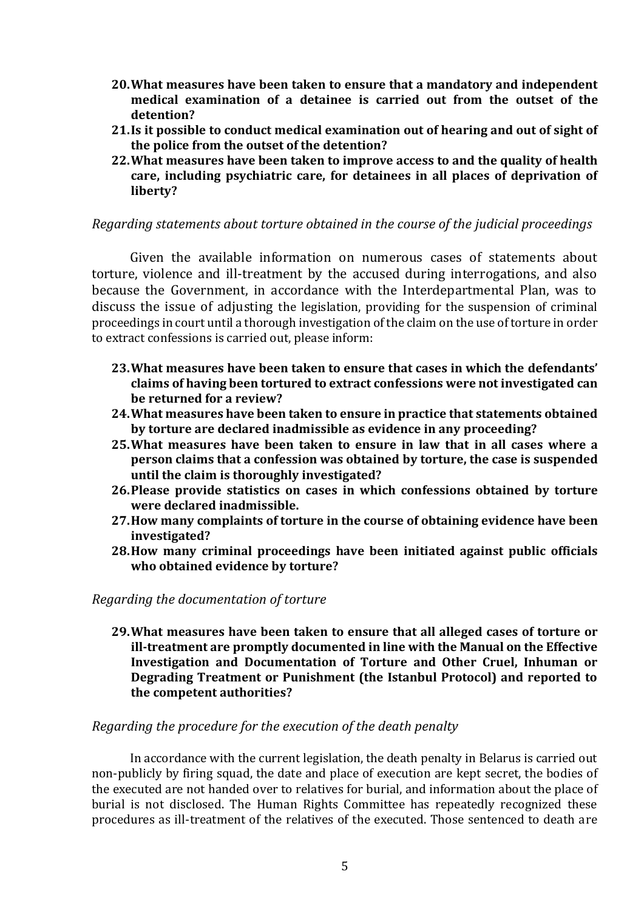20. **What measures have been taken to ensure that a mandatory and independent medical examination of a detainee is carried out from the outset of the detention?**
21. **Is it possible to conduct medical examination out of hearing and out of sight of the police from the outset of the detention?**
22. **What measures have been taken to improve access to and the quality of health care, including psychiatric care, for detainees in all places of deprivation of liberty?**

*Regarding statements about torture obtained in the course of the judicial proceedings*

Given the available information on numerous cases of statements about torture, violence and ill-treatment by the accused during interrogations, and also because the Government, in accordance with the Interdepartmental Plan, was to discuss the issue of adjusting the legislation, providing for the suspension of criminal proceedings in court until a thorough investigation of the claim on the use of torture in order to extract confessions is carried out, please inform:

23. **What measures have been taken to ensure that cases in which the defendants' claims of having been tortured to extract confessions were not investigated can be returned for a review?**
24. **What measures have been taken to ensure in practice that statements obtained by torture are declared inadmissible as evidence in any proceeding?**
25. **What measures have been taken to ensure in law that in all cases where a person claims that a confession was obtained by torture, the case is suspended until the claim is thoroughly investigated?**
26. **Please provide statistics on cases in which confessions obtained by torture were declared inadmissible.**
27. **How many complaints of torture in the course of obtaining evidence have been investigated?**
28. **How many criminal proceedings have been initiated against public officials who obtained evidence by torture?**

*Regarding the documentation of torture*

29. **What measures have been taken to ensure that all alleged cases of torture or ill-treatment are promptly documented in line with the Manual on the Effective Investigation and Documentation of Torture and Other Cruel, Inhuman or Degrading Treatment or Punishment (the Istanbul Protocol) and reported to the competent authorities?**

*Regarding the procedure for the execution of the death penalty*

In accordance with the current legislation, the death penalty in Belarus is carried out non-publicly by firing squad, the date and place of execution are kept secret, the bodies of the executed are not handed over to relatives for burial, and information about the place of burial is not disclosed. The Human Rights Committee has repeatedly recognized these procedures as ill-treatment of the relatives of the executed. Those sentenced to death are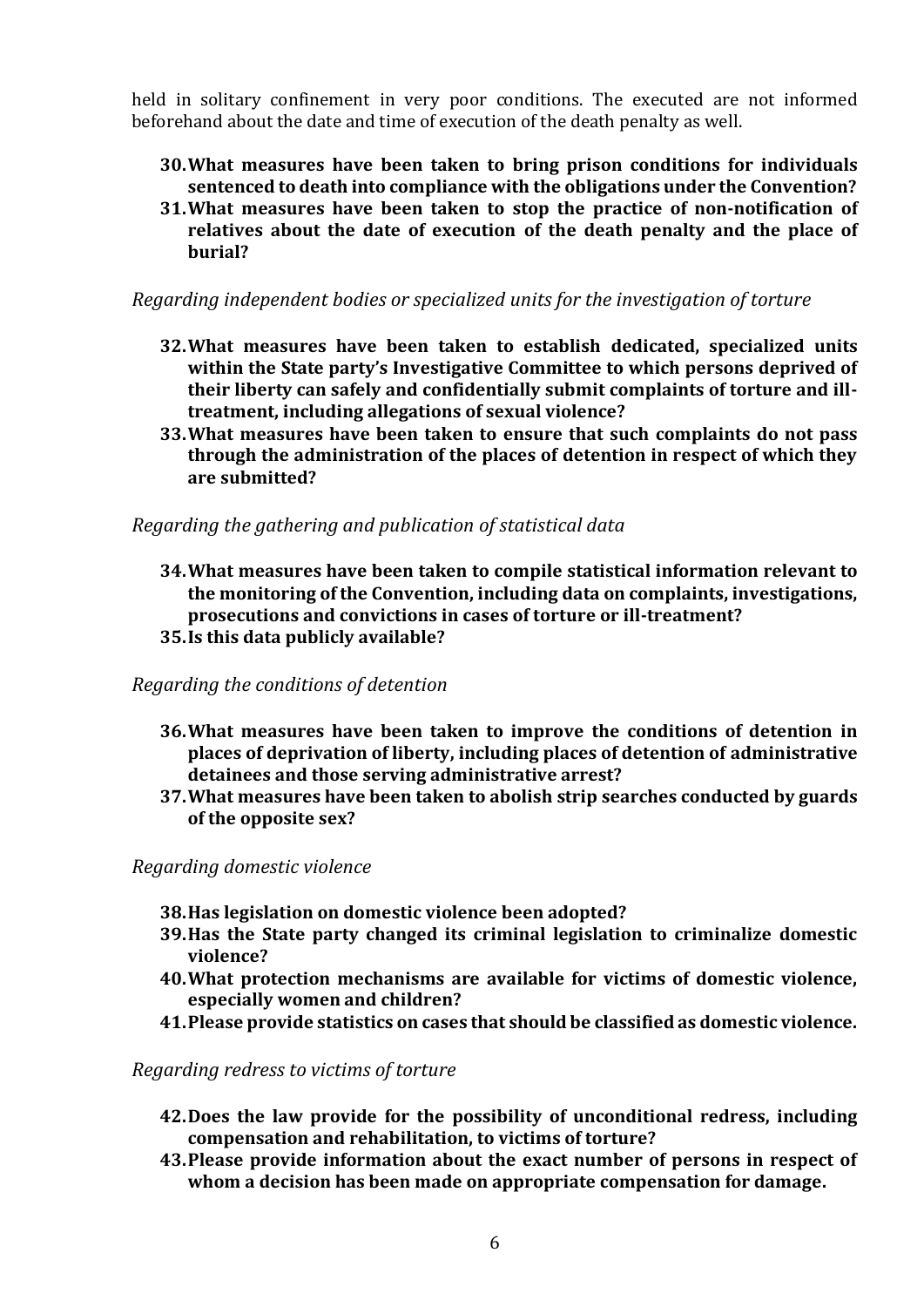held in solitary confinement in very poor conditions. The executed are not informed beforehand about the date and time of execution of the death penalty as well.

30. **What measures have been taken to bring prison conditions for individuals sentenced to death into compliance with the obligations under the Convention?**
31. **What measures have been taken to stop the practice of non-notification of relatives about the date of execution of the death penalty and the place of burial?**

*Regarding independent bodies or specialized units for the investigation of torture*

32. **What measures have been taken to establish dedicated, specialized units within the State party's Investigative Committee to which persons deprived of their liberty can safely and confidentially submit complaints of torture and ill-treatment, including allegations of sexual violence?**
33. **What measures have been taken to ensure that such complaints do not pass through the administration of the places of detention in respect of which they are submitted?**

*Regarding the gathering and publication of statistical data*

34. **What measures have been taken to compile statistical information relevant to the monitoring of the Convention, including data on complaints, investigations, prosecutions and convictions in cases of torture or ill-treatment?**
35. **Is this data publicly available?**

*Regarding the conditions of detention*

36. **What measures have been taken to improve the conditions of detention in places of deprivation of liberty, including places of detention of administrative detainees and those serving administrative arrest?**
37. **What measures have been taken to abolish strip searches conducted by guards of the opposite sex?**

*Regarding domestic violence*

38. **Has legislation on domestic violence been adopted?**
39. **Has the State party changed its criminal legislation to criminalize domestic violence?**
40. **What protection mechanisms are available for victims of domestic violence, especially women and children?**
41. **Please provide statistics on cases that should be classified as domestic violence.**

*Regarding redress to victims of torture*

42. **Does the law provide for the possibility of unconditional redress, including compensation and rehabilitation, to victims of torture?**
43. **Please provide information about the exact number of persons in respect of whom a decision has been made on appropriate compensation for damage.**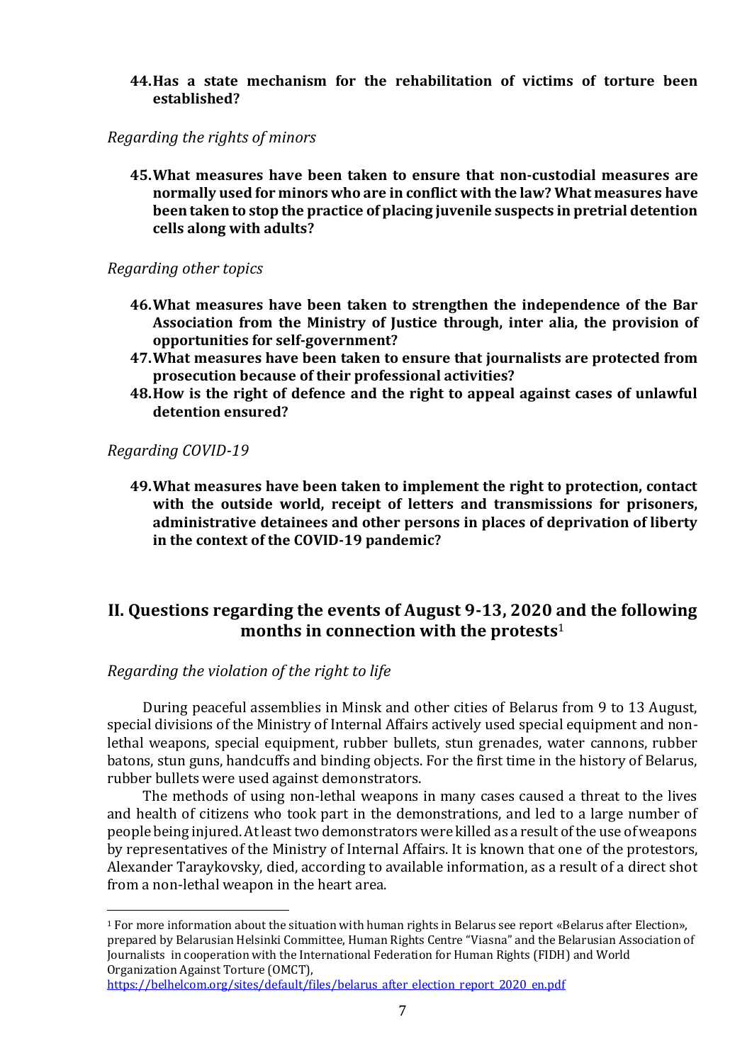**44. Has a state mechanism for the rehabilitation of victims of torture been established?**

*Regarding the rights of minors*

**45. What measures have been taken to ensure that non-custodial measures are normally used for minors who are in conflict with the law? What measures have been taken to stop the practice of placing juvenile suspects in pretrial detention cells along with adults?**

*Regarding other topics*

**46. What measures have been taken to strengthen the independence of the Bar Association from the Ministry of Justice through, inter alia, the provision of opportunities for self-government?**

**47. What measures have been taken to ensure that journalists are protected from prosecution because of their professional activities?**

**48. How is the right of defence and the right to appeal against cases of unlawful detention ensured?**

*Regarding COVID-19*

**49. What measures have been taken to implement the right to protection, contact with the outside world, receipt of letters and transmissions for prisoners, administrative detainees and other persons in places of deprivation of liberty in the context of the COVID-19 pandemic?**

## II. Questions regarding the events of August 9-13, 2020 and the following months in connection with the protests[1]

*Regarding the violation of the right to life*

During peaceful assemblies in Minsk and other cities of Belarus from 9 to 13 August, special divisions of the Ministry of Internal Affairs actively used special equipment and non-lethal weapons, special equipment, rubber bullets, stun grenades, water cannons, rubber batons, stun guns, handcuffs and binding objects. For the first time in the history of Belarus, rubber bullets were used against demonstrators.

The methods of using non-lethal weapons in many cases caused a threat to the lives and health of citizens who took part in the demonstrations, and led to a large number of people being injured. At least two demonstrators were killed as a result of the use of weapons by representatives of the Ministry of Internal Affairs. It is known that one of the protestors, Alexander Taraykovsky, died, according to available information, as a result of a direct shot from a non-lethal weapon in the heart area.

---

[1] For more information about the situation with human rights in Belarus see report «Belarus after Election», prepared by Belarusian Helsinki Committee, Human Rights Centre "Viasna" and the Belarusian Association of Journalists in cooperation with the International Federation for Human Rights (FIDH) and World Organization Against Torture (OMCT), https://belhelcom.org/sites/default/files/belarus_after_election_report_2020_en.pdf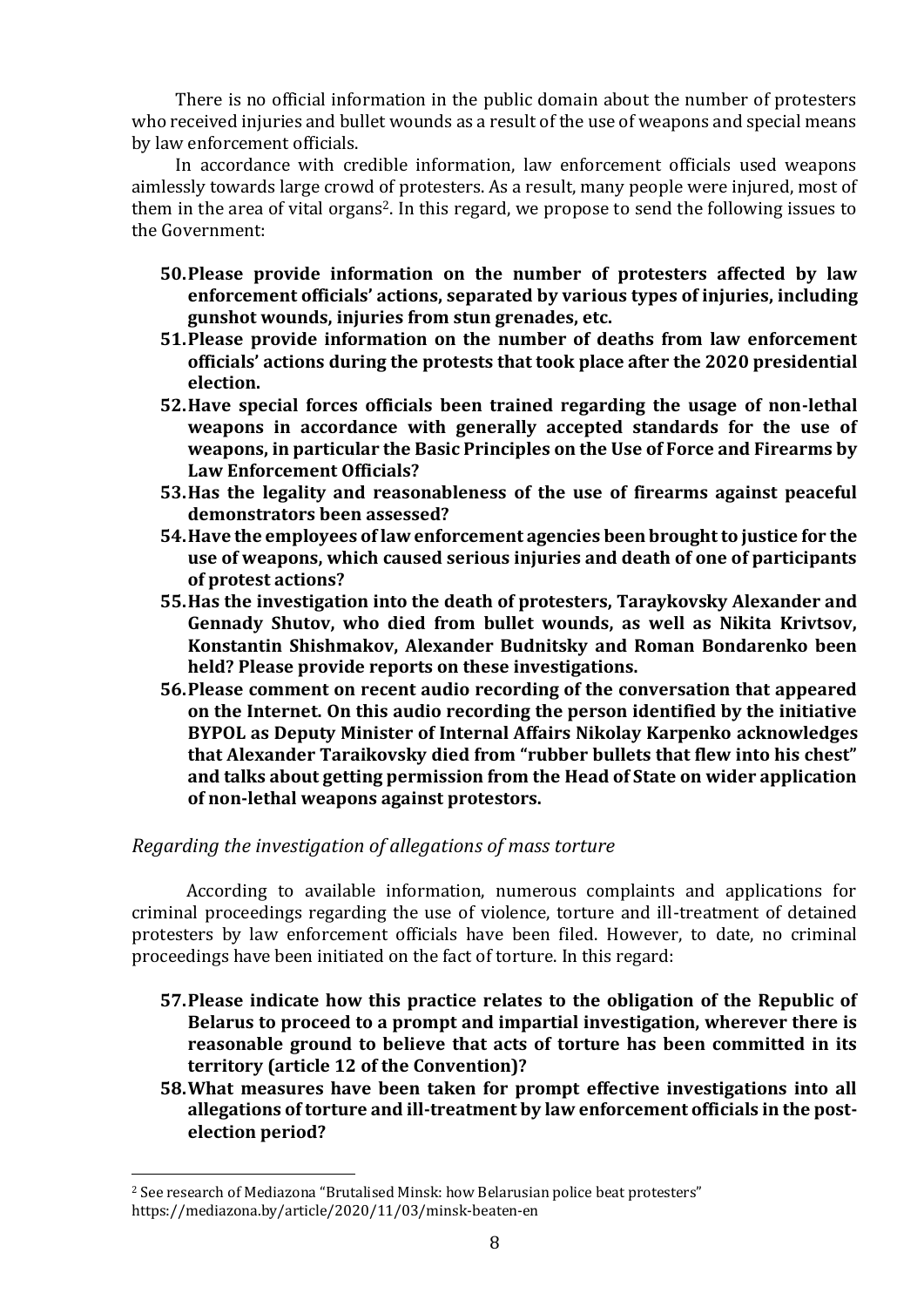There is no official information in the public domain about the number of protesters who received injuries and bullet wounds as a result of the use of weapons and special means by law enforcement officials.

In accordance with credible information, law enforcement officials used weapons aimlessly towards large crowd of protesters. As a result, many people were injured, most of them in the area of vital organs[2]. In this regard, we propose to send the following issues to the Government:

50. **Please provide information on the number of protesters affected by law enforcement officials' actions, separated by various types of injuries, including gunshot wounds, injuries from stun grenades, etc.**
51. **Please provide information on the number of deaths from law enforcement officials' actions during the protests that took place after the 2020 presidential election.**
52. **Have special forces officials been trained regarding the usage of non-lethal weapons in accordance with generally accepted standards for the use of weapons, in particular the Basic Principles on the Use of Force and Firearms by Law Enforcement Officials?**
53. **Has the legality and reasonableness of the use of firearms against peaceful demonstrators been assessed?**
54. **Have the employees of law enforcement agencies been brought to justice for the use of weapons, which caused serious injuries and death of one of participants of protest actions?**
55. **Has the investigation into the death of protesters, Taraykovsky Alexander and Gennady Shutov, who died from bullet wounds, as well as Nikita Krivtsov, Konstantin Shishmakov, Alexander Budnitsky and Roman Bondarenko been held? Please provide reports on these investigations.**
56. **Please comment on recent audio recording of the conversation that appeared on the Internet. On this audio recording the person identified by the initiative BYPOL as Deputy Minister of Internal Affairs Nikolay Karpenko acknowledges that Alexander Taraikovsky died from "rubber bullets that flew into his chest" and talks about getting permission from the Head of State on wider application of non-lethal weapons against protestors.**

*Regarding the investigation of allegations of mass torture*

According to available information, numerous complaints and applications for criminal proceedings regarding the use of violence, torture and ill-treatment of detained protesters by law enforcement officials have been filed. However, to date, no criminal proceedings have been initiated on the fact of torture. In this regard:

57. **Please indicate how this practice relates to the obligation of the Republic of Belarus to proceed to a prompt and impartial investigation, wherever there is reasonable ground to believe that acts of torture has been committed in its territory (article 12 of the Convention)?**
58. **What measures have been taken for prompt effective investigations into all allegations of torture and ill-treatment by law enforcement officials in the post-election period?**

[2] See research of Mediazona "Brutalised Minsk: how Belarusian police beat protesters" https://mediazona.by/article/2020/11/03/minsk-beaten-en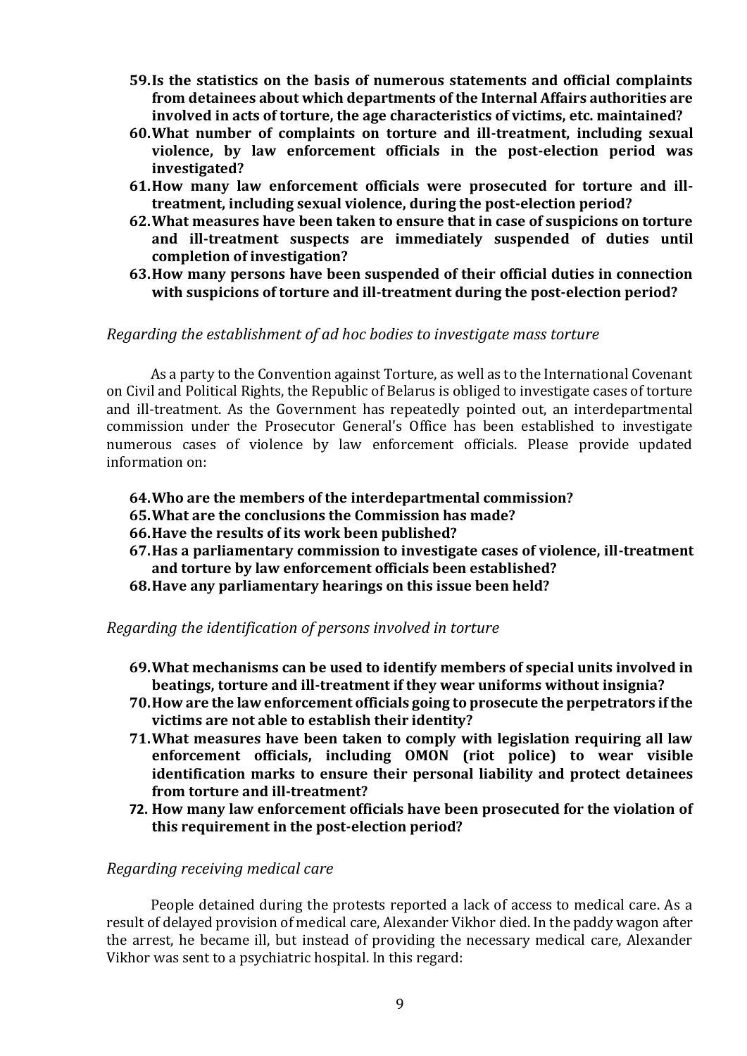**59. Is the statistics on the basis of numerous statements and official complaints from detainees about which departments of the Internal Affairs authorities are involved in acts of torture, the age characteristics of victims, etc. maintained?**

**60. What number of complaints on torture and ill-treatment, including sexual violence, by law enforcement officials in the post-election period was investigated?**

**61. How many law enforcement officials were prosecuted for torture and ill-treatment, including sexual violence, during the post-election period?**

**62. What measures have been taken to ensure that in case of suspicions on torture and ill-treatment suspects are immediately suspended of duties until completion of investigation?**

**63. How many persons have been suspended of their official duties in connection with suspicions of torture and ill-treatment during the post-election period?**

*Regarding the establishment of ad hoc bodies to investigate mass torture*

As a party to the Convention against Torture, as well as to the International Covenant on Civil and Political Rights, the Republic of Belarus is obliged to investigate cases of torture and ill-treatment. As the Government has repeatedly pointed out, an interdepartmental commission under the Prosecutor General's Office has been established to investigate numerous cases of violence by law enforcement officials. Please provide updated information on:

**64. Who are the members of the interdepartmental commission?**

**65. What are the conclusions the Commission has made?**

**66. Have the results of its work been published?**

**67. Has a parliamentary commission to investigate cases of violence, ill-treatment and torture by law enforcement officials been established?**

**68. Have any parliamentary hearings on this issue been held?**

*Regarding the identification of persons involved in torture*

**69. What mechanisms can be used to identify members of special units involved in beatings, torture and ill-treatment if they wear uniforms without insignia?**

**70. How are the law enforcement officials going to prosecute the perpetrators if the victims are not able to establish their identity?**

**71. What measures have been taken to comply with legislation requiring all law enforcement officials, including OMON (riot police) to wear visible identification marks to ensure their personal liability and protect detainees from torture and ill-treatment?**

**72. How many law enforcement officials have been prosecuted for the violation of this requirement in the post-election period?**

*Regarding receiving medical care*

People detained during the protests reported a lack of access to medical care. As a result of delayed provision of medical care, Alexander Vikhor died. In the paddy wagon after the arrest, he became ill, but instead of providing the necessary medical care, Alexander Vikhor was sent to a psychiatric hospital. In this regard: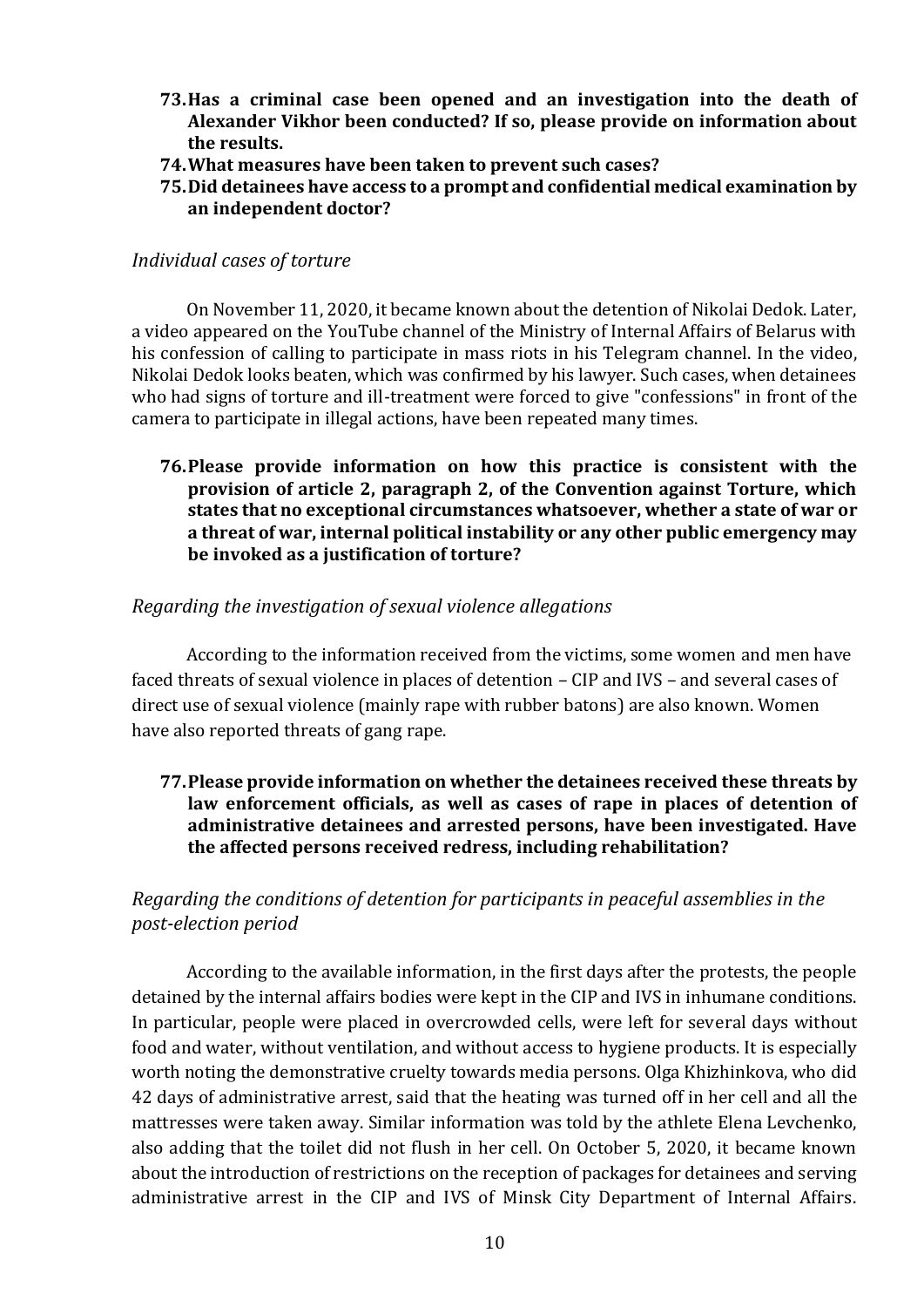**73. Has a criminal case been opened and an investigation into the death of Alexander Vikhor been conducted? If so, please provide on information about the results.**

**74. What measures have been taken to prevent such cases?**

**75. Did detainees have access to a prompt and confidential medical examination by an independent doctor?**

*Individual cases of torture*

On November 11, 2020, it became known about the detention of Nikolai Dedok. Later, a video appeared on the YouTube channel of the Ministry of Internal Affairs of Belarus with his confession of calling to participate in mass riots in his Telegram channel. In the video, Nikolai Dedok looks beaten, which was confirmed by his lawyer. Such cases, when detainees who had signs of torture and ill-treatment were forced to give "confessions" in front of the camera to participate in illegal actions, have been repeated many times.

**76. Please provide information on how this practice is consistent with the provision of article 2, paragraph 2, of the Convention against Torture, which states that no exceptional circumstances whatsoever, whether a state of war or a threat of war, internal political instability or any other public emergency may be invoked as a justification of torture?**

*Regarding the investigation of sexual violence allegations*

According to the information received from the victims, some women and men have faced threats of sexual violence in places of detention – CIP and IVS – and several cases of direct use of sexual violence (mainly rape with rubber batons) are also known. Women have also reported threats of gang rape.

**77. Please provide information on whether the detainees received these threats by law enforcement officials, as well as cases of rape in places of detention of administrative detainees and arrested persons, have been investigated. Have the affected persons received redress, including rehabilitation?**

*Regarding the conditions of detention for participants in peaceful assemblies in the post-election period*

According to the available information, in the first days after the protests, the people detained by the internal affairs bodies were kept in the CIP and IVS in inhumane conditions. In particular, people were placed in overcrowded cells, were left for several days without food and water, without ventilation, and without access to hygiene products. It is especially worth noting the demonstrative cruelty towards media persons. Olga Khizhinkova, who did 42 days of administrative arrest, said that the heating was turned off in her cell and all the mattresses were taken away. Similar information was told by the athlete Elena Levchenko, also adding that the toilet did not flush in her cell. On October 5, 2020, it became known about the introduction of restrictions on the reception of packages for detainees and serving administrative arrest in the CIP and IVS of Minsk City Department of Internal Affairs.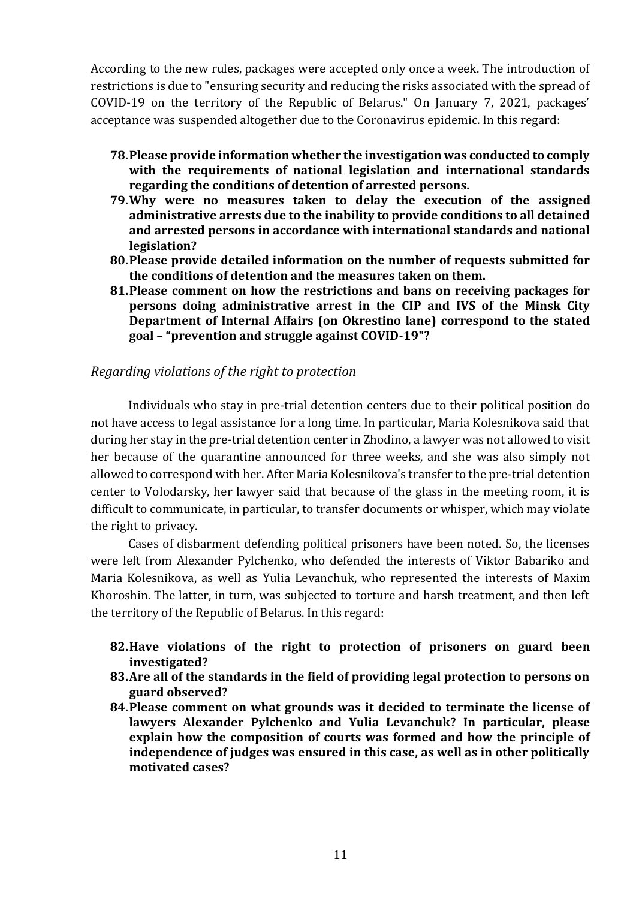According to the new rules, packages were accepted only once a week. The introduction of restrictions is due to "ensuring security and reducing the risks associated with the spread of COVID-19 on the territory of the Republic of Belarus." On January 7, 2021, packages' acceptance was suspended altogether due to the Coronavirus epidemic. In this regard:

78. **Please provide information whether the investigation was conducted to comply with the requirements of national legislation and international standards regarding the conditions of detention of arrested persons.**
79. **Why were no measures taken to delay the execution of the assigned administrative arrests due to the inability to provide conditions to all detained and arrested persons in accordance with international standards and national legislation?**
80. **Please provide detailed information on the number of requests submitted for the conditions of detention and the measures taken on them.**
81. **Please comment on how the restrictions and bans on receiving packages for persons doing administrative arrest in the CIP and IVS of the Minsk City Department of Internal Affairs (on Okrestino lane) correspond to the stated goal – "prevention and struggle against COVID-19"?**

*Regarding violations of the right to protection*

Individuals who stay in pre-trial detention centers due to their political position do not have access to legal assistance for a long time. In particular, Maria Kolesnikova said that during her stay in the pre-trial detention center in Zhodino, a lawyer was not allowed to visit her because of the quarantine announced for three weeks, and she was also simply not allowed to correspond with her. After Maria Kolesnikova's transfer to the pre-trial detention center to Volodarsky, her lawyer said that because of the glass in the meeting room, it is difficult to communicate, in particular, to transfer documents or whisper, which may violate the right to privacy.

Cases of disbarment defending political prisoners have been noted. So, the licenses were left from Alexander Pylchenko, who defended the interests of Viktor Babariko and Maria Kolesnikova, as well as Yulia Levanchuk, who represented the interests of Maxim Khoroshin. The latter, in turn, was subjected to torture and harsh treatment, and then left the territory of the Republic of Belarus. In this regard:

82. **Have violations of the right to protection of prisoners on guard been investigated?**
83. **Are all of the standards in the field of providing legal protection to persons on guard observed?**
84. **Please comment on what grounds was it decided to terminate the license of lawyers Alexander Pylchenko and Yulia Levanchuk? In particular, please explain how the composition of courts was formed and how the principle of independence of judges was ensured in this case, as well as in other politically motivated cases?**